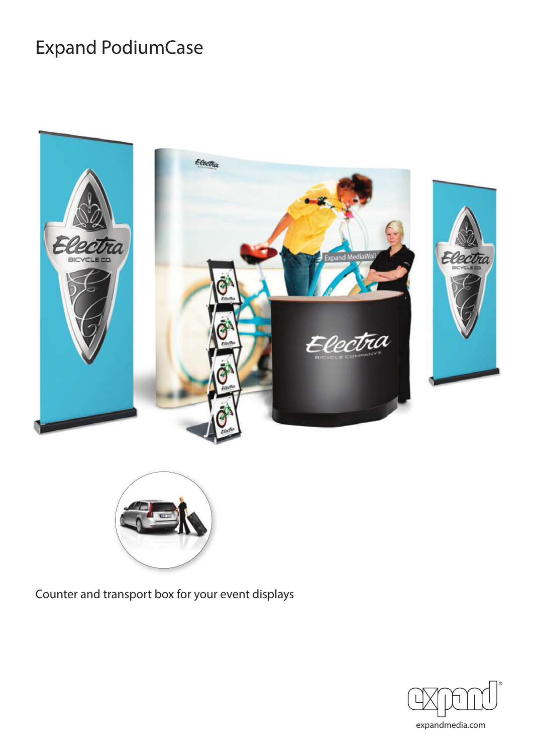# Expand PodiumCase

Counter and transport box for your event displays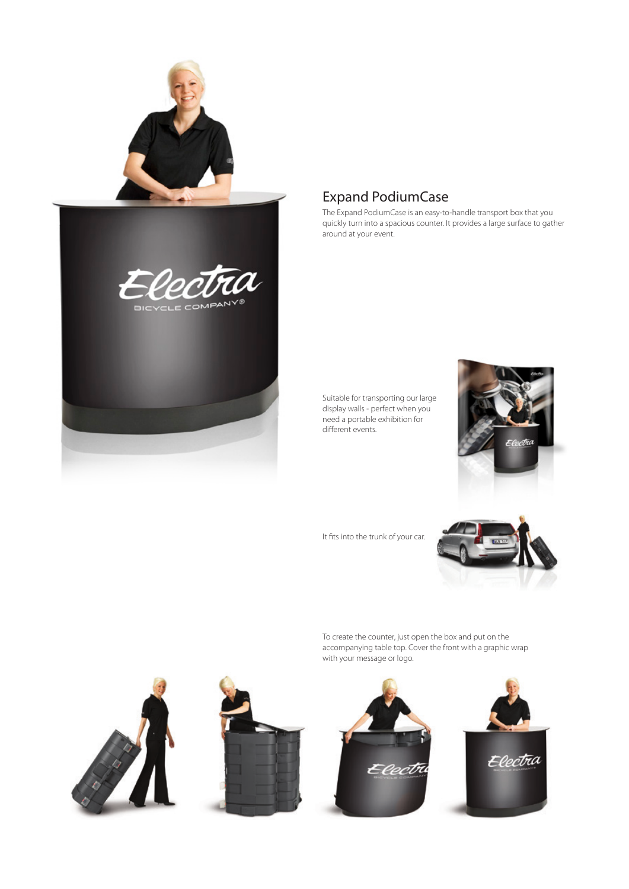## Expand PodiumCase

The Expand PodiumCase is an easy-to-handle transport box that you quickly turn into a spacious counter. It provides a large surface to gather around at your event.

Suitable for transporting our large display walls - perfect when you need a portable exhibition for different events.

It fits into the trunk of your car.

To create the counter, just open the box and put on the accompanying table top. Cover the front with a graphic wrap with your message or logo.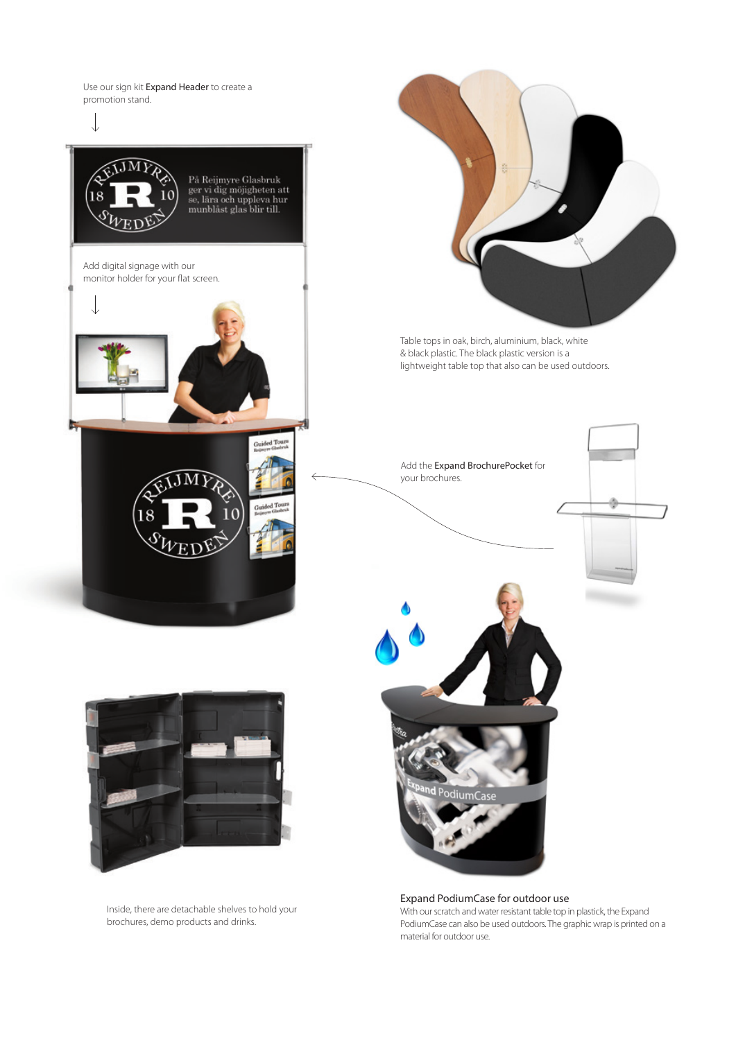Use our sign kit **Expand Header** to create a promotion stand.

Add digital signage with our monitor holder for your flat screen.

Table tops in oak, birch, aluminium, black, white & black plastic. The black plastic version is a lightweight table top that also can be used outdoors.

Add the **Expand BrochurePocket** for your brochures.

Inside, there are detachable shelves to hold your brochures, demo products and drinks.

## Expand PodiumCase for outdoor use

With our scratch and water resistant table top in plastick, the Expand PodiumCase can also be used outdoors. The graphic wrap is printed on a material for outdoor use.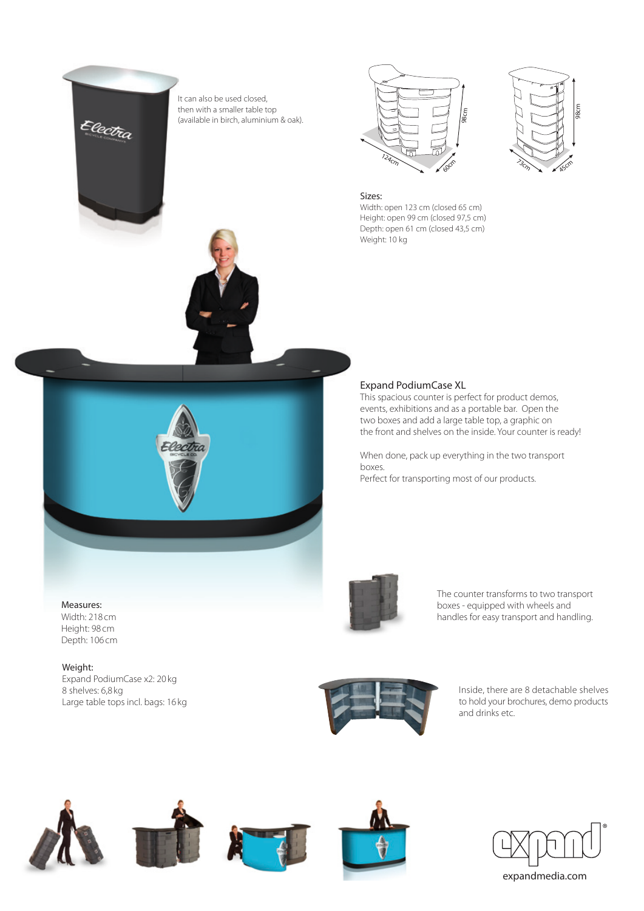It can also be used closed, then with a smaller table top (available in birch, aluminium & oak).

Sizes:
Width: open 123 cm (closed 65 cm)
Height: open 99 cm (closed 97,5 cm)
Depth: open 61 cm (closed 43,5 cm)
Weight: 10 kg

## Expand PodiumCase XL

This spacious counter is perfect for product demos, events, exhibitions and as a portable bar. Open the two boxes and add a large table top, a graphic on the front and shelves on the inside. Your counter is ready!

When done, pack up everything in the two transport boxes.
Perfect for transporting most of our products.

Measures:
Width: 218 cm
Height: 98 cm
Depth: 106 cm

Weight:
Expand PodiumCase x2: 20 kg
8 shelves: 6,8 kg
Large table tops incl. bags: 16 kg

The counter transforms to two transport boxes - equipped with wheels and handles for easy transport and handling.

Inside, there are 8 detachable shelves to hold your brochures, demo products and drinks etc.

expandmedia.com